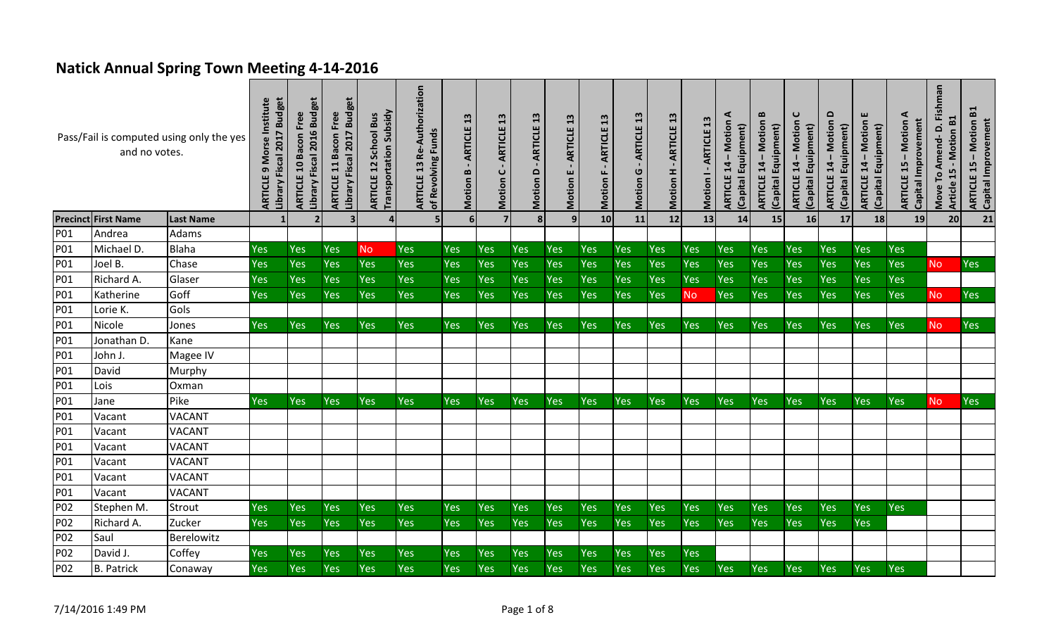# Natick Annual Spring Town Meeting 4-14-2016

| Pass/Fail is computed using only the yes and no votes. | | | ARTICLE 9 Morse Institute Library Fiscal 2017 Budget | ARTICLE 10 Bacon Free Library Fiscal 2016 Budget | ARTICLE 11 Bacon Free Library Fiscal 2017 Budget | ARTICLE 12 School Bus Transportation Subsidy | ARTICLE 13 Re-Authorization of Revolving Funds | Motion B - ARTICLE 13 | Motion C - ARTICLE 13 | Motion D - ARTICLE 13 | Motion E - ARTICLE 13 | Motion F - ARTICLE 13 | Motion G - ARTICLE 13 | Motion H - ARTICLE 13 | Motion I - ARTICLE 13 | ARTICLE 14 – Motion A (Capital Equipment) | ARTICLE 14 – Motion B (Capital Equipment) | ARTICLE 14 – Motion C (Capital Equipment) | ARTICLE 14 – Motion D (Capital Equipment) | ARTICLE 14 – Motion E (Capital Equipment) | ARTICLE 15 – Motion A Capital Improvement | Move To Amend- D. Fishman Article 15 - Motion B1 | ARTICLE 15 – Motion B1 Capital Improvement |
|---|---|---|---|---|---|---|---|---|---|---|---|---|---|---|---|---|---|---|---|---|---|---|---|
| Precinct | First Name | Last Name | 1 | 2 | 3 | 4 | 5 | 6 | 7 | 8 | 9 | 10 | 11 | 12 | 13 | 14 | 15 | 16 | 17 | 18 | 19 | 20 | 21 |
| P01 | Andrea | Adams | | | | | | | | | | | | | | | | | | | | | |
| P01 | Michael D. | Blaha | Yes | Yes | Yes | No | Yes | Yes | Yes | Yes | Yes | Yes | Yes | Yes | Yes | Yes | Yes | Yes | Yes | Yes | Yes | | |
| P01 | Joel B. | Chase | Yes | Yes | Yes | Yes | Yes | Yes | Yes | Yes | Yes | Yes | Yes | Yes | Yes | Yes | Yes | Yes | Yes | Yes | Yes | No | Yes |
| P01 | Richard A. | Glaser | Yes | Yes | Yes | Yes | Yes | Yes | Yes | Yes | Yes | Yes | Yes | Yes | Yes | Yes | Yes | Yes | Yes | Yes | Yes | | |
| P01 | Katherine | Goff | Yes | Yes | Yes | Yes | Yes | Yes | Yes | Yes | Yes | Yes | Yes | Yes | No | Yes | Yes | Yes | Yes | Yes | Yes | No | Yes |
| P01 | Lorie K. | Gols | | | | | | | | | | | | | | | | | | | | | |
| P01 | Nicole | Jones | Yes | Yes | Yes | Yes | Yes | Yes | Yes | Yes | Yes | Yes | Yes | Yes | Yes | Yes | Yes | Yes | Yes | Yes | Yes | No | Yes |
| P01 | Jonathan D. | Kane | | | | | | | | | | | | | | | | | | | | | |
| P01 | John J. | Magee IV | | | | | | | | | | | | | | | | | | | | | |
| P01 | David | Murphy | | | | | | | | | | | | | | | | | | | | | |
| P01 | Lois | Oxman | | | | | | | | | | | | | | | | | | | | | |
| P01 | Jane | Pike | Yes | Yes | Yes | Yes | Yes | Yes | Yes | Yes | Yes | Yes | Yes | Yes | Yes | Yes | Yes | Yes | Yes | Yes | Yes | No | Yes |
| P01 | Vacant | VACANT | | | | | | | | | | | | | | | | | | | | | |
| P01 | Vacant | VACANT | | | | | | | | | | | | | | | | | | | | | |
| P01 | Vacant | VACANT | | | | | | | | | | | | | | | | | | | | | |
| P01 | Vacant | VACANT | | | | | | | | | | | | | | | | | | | | | |
| P01 | Vacant | VACANT | | | | | | | | | | | | | | | | | | | | | |
| P01 | Vacant | VACANT | | | | | | | | | | | | | | | | | | | | | |
| P02 | Stephen M. | Strout | Yes | Yes | Yes | Yes | Yes | Yes | Yes | Yes | Yes | Yes | Yes | Yes | Yes | Yes | Yes | Yes | Yes | Yes | Yes | | |
| P02 | Richard A. | Zucker | Yes | Yes | Yes | Yes | Yes | Yes | Yes | Yes | Yes | Yes | Yes | Yes | Yes | Yes | Yes | Yes | Yes | Yes | | | |
| P02 | Saul | Berelowitz | | | | | | | | | | | | | | | | | | | | | |
| P02 | David J. | Coffey | Yes | Yes | Yes | Yes | Yes | Yes | Yes | Yes | Yes | Yes | Yes | Yes | Yes | | | | | | | | |
| P02 | B. Patrick | Conaway | Yes | Yes | Yes | Yes | Yes | Yes | Yes | Yes | Yes | Yes | Yes | Yes | Yes | Yes | Yes | Yes | Yes | Yes | Yes | | |

7/14/2016 1:49 PM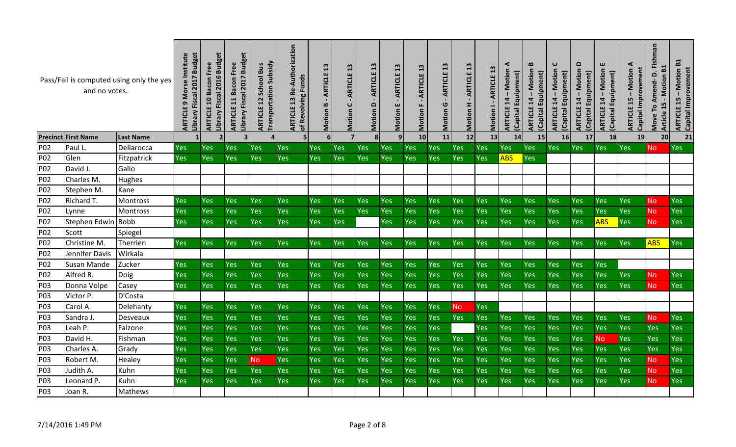Pass/Fail is computed using only the yes and no votes.

| Precinct | First Name | Last Name | ARTICLE 9 Morse Institute Library Fiscal 2017 Budget | ARTICLE 10 Bacon Free Library Fiscal 2016 Budget | ARTICLE 11 Bacon Free Library Fiscal 2017 Budget | ARTICLE 12 School Bus Transportation Subsidy | ARTICLE 13 Re-Authorization of Revolving Funds | Motion B - ARTICLE 13 | Motion C - ARTICLE 13 | Motion D - ARTICLE 13 | Motion E - ARTICLE 13 | Motion F - ARTICLE 13 | Motion G - ARTICLE 13 | Motion H - ARTICLE 13 | Motion I - ARTICLE 13 | ARTICLE 14 – Motion A (Capital Equipment) | ARTICLE 14 – Motion B (Capital Equipment) | ARTICLE 14 – Motion C (Capital Equipment) | ARTICLE 14 – Motion D (Capital Equipment) | ARTICLE 14 – Motion E (Capital Equipment) | ARTICLE 15 – Motion A Capital Improvement | Move To Amend- D. Fishman Article 15 - Motion B1 | ARTICLE 15 – Motion B1 Capital Improvement |
|---|---|---|---|---|---|---|---|---|---|---|---|---|---|---|---|---|---|---|---|---|---|---|---|
| | | | 1 | 2 | 3 | 4 | 5 | 6 | 7 | 8 | 9 | 10 | 11 | 12 | 13 | 14 | 15 | 16 | 17 | 18 | 19 | 20 | 21 |
| P02 | Paul L. | Dellarocca | Yes | Yes | Yes | Yes | Yes | Yes | Yes | Yes | Yes | Yes | Yes | Yes | Yes | Yes | Yes | Yes | Yes | Yes | Yes | No | Yes |
| P02 | Glen | Fitzpatrick | Yes | Yes | Yes | Yes | Yes | Yes | Yes | Yes | Yes | Yes | Yes | Yes | Yes | ABS | Yes | | | | | | |
| P02 | David J. | Gallo | | | | | | | | | | | | | | | | | | | | | |
| P02 | Charles M. | Hughes | | | | | | | | | | | | | | | | | | | | | |
| P02 | Stephen M. | Kane | | | | | | | | | | | | | | | | | | | | | |
| P02 | Richard T. | Montross | Yes | Yes | Yes | Yes | Yes | Yes | Yes | Yes | Yes | Yes | Yes | Yes | Yes | Yes | Yes | Yes | Yes | Yes | Yes | No | Yes |
| P02 | Lynne | Montross | Yes | Yes | Yes | Yes | Yes | Yes | Yes | Yes | Yes | Yes | Yes | Yes | Yes | Yes | Yes | Yes | Yes | Yes | Yes | No | Yes |
| P02 | Stephen Edwin | Robb | Yes | Yes | Yes | Yes | Yes | Yes | Yes | | Yes | Yes | Yes | Yes | Yes | Yes | Yes | Yes | Yes | ABS | Yes | No | Yes |
| P02 | Scott | Spiegel | | | | | | | | | | | | | | | | | | | | | |
| P02 | Christine M. | Therrien | Yes | Yes | Yes | Yes | Yes | Yes | Yes | Yes | Yes | Yes | Yes | Yes | Yes | Yes | Yes | Yes | Yes | Yes | Yes | ABS | Yes |
| P02 | Jennifer Davis | Wirkala | | | | | | | | | | | | | | | | | | | | | |
| P02 | Susan Mande | Zucker | Yes | Yes | Yes | Yes | Yes | Yes | Yes | Yes | Yes | Yes | Yes | Yes | Yes | Yes | Yes | Yes | Yes | Yes | | | |
| P02 | Alfred R. | Doig | Yes | Yes | Yes | Yes | Yes | Yes | Yes | Yes | Yes | Yes | Yes | Yes | Yes | Yes | Yes | Yes | Yes | Yes | Yes | No | Yes |
| P03 | Donna Volpe | Casey | Yes | Yes | Yes | Yes | Yes | Yes | Yes | Yes | Yes | Yes | Yes | Yes | Yes | Yes | Yes | Yes | Yes | Yes | Yes | No | Yes |
| P03 | Victor P. | D'Costa | | | | | | | | | | | | | | | | | | | | | |
| P03 | Carol A. | Delehanty | Yes | Yes | Yes | Yes | Yes | Yes | Yes | Yes | Yes | Yes | Yes | No | Yes | | | | | | | | |
| P03 | Sandra J. | Desveaux | Yes | Yes | Yes | Yes | Yes | Yes | Yes | Yes | Yes | Yes | Yes | Yes | Yes | Yes | Yes | Yes | Yes | Yes | Yes | No | Yes |
| P03 | Leah P. | Falzone | Yes | Yes | Yes | Yes | Yes | Yes | Yes | Yes | Yes | Yes | Yes | | Yes | Yes | Yes | Yes | Yes | Yes | Yes | Yes | Yes |
| P03 | David H. | Fishman | Yes | Yes | Yes | Yes | Yes | Yes | Yes | Yes | Yes | Yes | Yes | Yes | Yes | Yes | Yes | Yes | Yes | No | Yes | Yes | Yes |
| P03 | Charles A. | Grady | Yes | Yes | Yes | Yes | Yes | Yes | Yes | Yes | Yes | Yes | Yes | Yes | Yes | Yes | Yes | Yes | Yes | Yes | Yes | Yes | Yes |
| P03 | Robert M. | Healey | Yes | Yes | Yes | No | Yes | Yes | Yes | Yes | Yes | Yes | Yes | Yes | Yes | Yes | Yes | Yes | Yes | Yes | Yes | No | Yes |
| P03 | Judith A. | Kuhn | Yes | Yes | Yes | Yes | Yes | Yes | Yes | Yes | Yes | Yes | Yes | Yes | Yes | Yes | Yes | Yes | Yes | Yes | Yes | No | Yes |
| P03 | Leonard P. | Kuhn | Yes | Yes | Yes | Yes | Yes | Yes | Yes | Yes | Yes | Yes | Yes | Yes | Yes | Yes | Yes | Yes | Yes | Yes | Yes | No | Yes |
| P03 | Joan R. | Mathews | | | | | | | | | | | | | | | | | | | | | |

7/14/2016 1:49 PM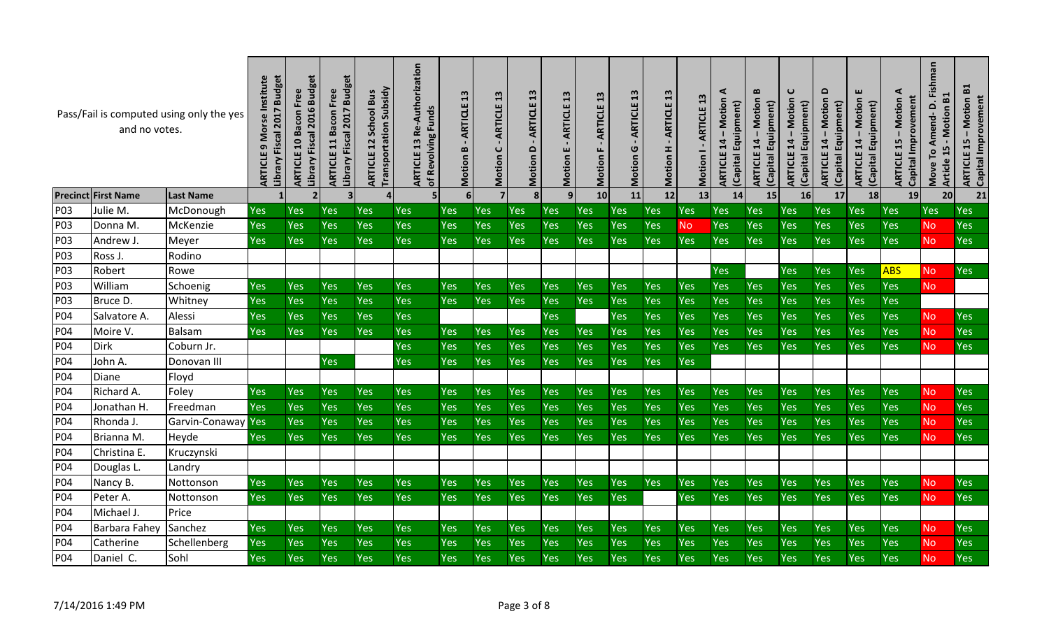| Pass/Fail is computed using only the yes and no votes. | | | ARTICLE 9 Morse Institute Library Fiscal 2017 Budget | ARTICLE 10 Bacon Free Library Fiscal 2016 Budget | ARTICLE 11 Bacon Free Library Fiscal 2017 Budget | ARTICLE 12 School Bus Transportation Subsidy | ARTICLE 13 Re-Authorization of Revolving Funds | Motion B - ARTICLE 13 | Motion C - ARTICLE 13 | Motion D - ARTICLE 13 | Motion E - ARTICLE 13 | Motion F - ARTICLE 13 | Motion G - ARTICLE 13 | Motion H - ARTICLE 13 | Motion I - ARTICLE 13 | ARTICLE 14 – Motion A (Capital Equipment) | ARTICLE 14 – Motion B (Capital Equipment) | ARTICLE 14 – Motion C (Capital Equipment) | ARTICLE 14 – Motion D (Capital Equipment) | ARTICLE 14 – Motion E (Capital Equipment) | ARTICLE 15 – Motion A Capital Improvement | Move To Amend- D. Fishman Article 15 - Motion B1 | ARTICLE 15 – Motion B1 Capital Improvement |
|---|---|---|---|---|---|---|---|---|---|---|---|---|---|---|---|---|---|---|---|---|---|---|---|
| Precinct | First Name | Last Name | 1 | 2 | 3 | 4 | 5 | 6 | 7 | 8 | 9 | 10 | 11 | 12 | 13 | 14 | 15 | 16 | 17 | 18 | 19 | 20 | 21 |
| P03 | Julie M. | McDonough | Yes | Yes | Yes | Yes | Yes | Yes | Yes | Yes | Yes | Yes | Yes | Yes | Yes | Yes | Yes | Yes | Yes | Yes | Yes | Yes | Yes |
| P03 | Donna M. | McKenzie | Yes | Yes | Yes | Yes | Yes | Yes | Yes | Yes | Yes | Yes | Yes | Yes | No | Yes | Yes | Yes | Yes | Yes | Yes | No | Yes |
| P03 | Andrew J. | Meyer | Yes | Yes | Yes | Yes | Yes | Yes | Yes | Yes | Yes | Yes | Yes | Yes | Yes | Yes | Yes | Yes | Yes | Yes | Yes | No | Yes |
| P03 | Ross J. | Rodino | | | | | | | | | | | | | | | | | | | | | |
| P03 | Robert | Rowe | | | | | | | | | | | | | | Yes | | Yes | Yes | Yes | ABS | No | Yes |
| P03 | William | Schoenig | Yes | Yes | Yes | Yes | Yes | Yes | Yes | Yes | Yes | Yes | Yes | Yes | Yes | Yes | Yes | Yes | Yes | Yes | Yes | No | |
| P03 | Bruce D. | Whitney | Yes | Yes | Yes | Yes | Yes | Yes | Yes | Yes | Yes | Yes | Yes | Yes | Yes | Yes | Yes | Yes | Yes | Yes | Yes | | |
| P04 | Salvatore A. | Alessi | Yes | Yes | Yes | Yes | Yes | | | | Yes | | Yes | Yes | Yes | Yes | Yes | Yes | Yes | Yes | Yes | No | Yes |
| P04 | Moire V. | Balsam | Yes | Yes | Yes | Yes | Yes | Yes | Yes | Yes | Yes | Yes | Yes | Yes | Yes | Yes | Yes | Yes | Yes | Yes | Yes | No | Yes |
| P04 | Dirk | Coburn Jr. | | | | | Yes | Yes | Yes | Yes | Yes | Yes | Yes | Yes | Yes | Yes | Yes | Yes | Yes | Yes | Yes | No | Yes |
| P04 | John A. | Donovan III | | | Yes | | Yes | Yes | Yes | Yes | Yes | Yes | Yes | Yes | Yes | | | | | | | | |
| P04 | Diane | Floyd | | | | | | | | | | | | | | | | | | | | | |
| P04 | Richard A. | Foley | Yes | Yes | Yes | Yes | Yes | Yes | Yes | Yes | Yes | Yes | Yes | Yes | Yes | Yes | Yes | Yes | Yes | Yes | Yes | No | Yes |
| P04 | Jonathan H. | Freedman | Yes | Yes | Yes | Yes | Yes | Yes | Yes | Yes | Yes | Yes | Yes | Yes | Yes | Yes | Yes | Yes | Yes | Yes | Yes | No | Yes |
| P04 | Rhonda J. | Garvin-Conaway | Yes | Yes | Yes | Yes | Yes | Yes | Yes | Yes | Yes | Yes | Yes | Yes | Yes | Yes | Yes | Yes | Yes | Yes | Yes | No | Yes |
| P04 | Brianna M. | Heyde | Yes | Yes | Yes | Yes | Yes | Yes | Yes | Yes | Yes | Yes | Yes | Yes | Yes | Yes | Yes | Yes | Yes | Yes | Yes | No | Yes |
| P04 | Christina E. | Kruczynski | | | | | | | | | | | | | | | | | | | | | |
| P04 | Douglas L. | Landry | | | | | | | | | | | | | | | | | | | | | |
| P04 | Nancy B. | Nottonson | Yes | Yes | Yes | Yes | Yes | Yes | Yes | Yes | Yes | Yes | Yes | Yes | Yes | Yes | Yes | Yes | Yes | Yes | Yes | No | Yes |
| P04 | Peter A. | Nottonson | Yes | Yes | Yes | Yes | Yes | Yes | Yes | Yes | Yes | Yes | Yes | | Yes | Yes | Yes | Yes | Yes | Yes | Yes | No | Yes |
| P04 | Michael J. | Price | | | | | | | | | | | | | | | | | | | | | |
| P04 | Barbara Fahey | Sanchez | Yes | Yes | Yes | Yes | Yes | Yes | Yes | Yes | Yes | Yes | Yes | Yes | Yes | Yes | Yes | Yes | Yes | Yes | Yes | No | Yes |
| P04 | Catherine | Schellenberg | Yes | Yes | Yes | Yes | Yes | Yes | Yes | Yes | Yes | Yes | Yes | Yes | Yes | Yes | Yes | Yes | Yes | Yes | Yes | No | Yes |
| P04 | Daniel C. | Sohl | Yes | Yes | Yes | Yes | Yes | Yes | Yes | Yes | Yes | Yes | Yes | Yes | Yes | Yes | Yes | Yes | Yes | Yes | Yes | No | Yes |

7/14/2016 1:49 PM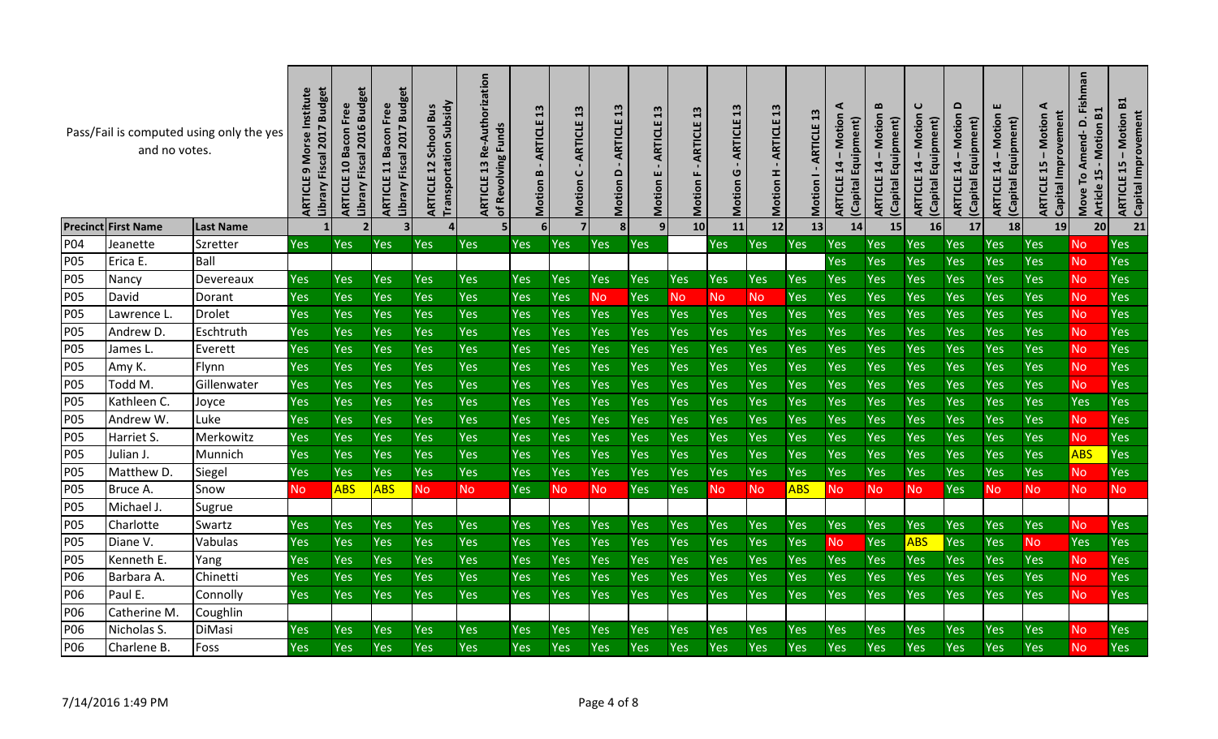| Pass/Fail is computed using only the yes and no votes. | | | ARTICLE 9 Morse Institute Library Fiscal 2017 Budget | ARTICLE 10 Bacon Free Library Fiscal 2016 Budget | ARTICLE 11 Bacon Free Library Fiscal 2017 Budget | ARTICLE 12 School Bus Transportation Subsidy | ARTICLE 13 Re-Authorization of Revolving Funds | Motion B - ARTICLE 13 | Motion C - ARTICLE 13 | Motion D - ARTICLE 13 | Motion E - ARTICLE 13 | Motion F - ARTICLE 13 | Motion G - ARTICLE 13 | Motion H - ARTICLE 13 | Motion I - ARTICLE 13 | ARTICLE 14 – Motion A (Capital Equipment) | ARTICLE 14 – Motion B (Capital Equipment) | ARTICLE 14 – Motion C (Capital Equipment) | ARTICLE 14 – Motion D (Capital Equipment) | ARTICLE 14 – Motion E (Capital Equipment) | ARTICLE 15 – Motion A Capital Improvement | Move To Amend- D. Fishman Article 15 - Motion B1 | ARTICLE 15 – Motion B1 Capital Improvement |
|---|---|---|---|---|---|---|---|---|---|---|---|---|---|---|---|---|---|---|---|---|---|---|---|
| Precinct | First Name | Last Name | 1 | 2 | 3 | 4 | 5 | 6 | 7 | 8 | 9 | 10 | 11 | 12 | 13 | 14 | 15 | 16 | 17 | 18 | 19 | 20 | 21 |
| P04 | Jeanette | Szretter | Yes | Yes | Yes | Yes | Yes | Yes | Yes | Yes | Yes | | Yes | Yes | Yes | Yes | Yes | Yes | Yes | Yes | Yes | No | Yes |
| P05 | Erica E. | Ball | | | | | | | | | | | | | | Yes | Yes | Yes | Yes | Yes | Yes | No | Yes |
| P05 | Nancy | Devereaux | Yes | Yes | Yes | Yes | Yes | Yes | Yes | Yes | Yes | Yes | Yes | Yes | Yes | Yes | Yes | Yes | Yes | Yes | Yes | No | Yes |
| P05 | David | Dorant | Yes | Yes | Yes | Yes | Yes | Yes | Yes | No | Yes | No | No | No | Yes | Yes | Yes | Yes | Yes | Yes | Yes | No | Yes |
| P05 | Lawrence L. | Drolet | Yes | Yes | Yes | Yes | Yes | Yes | Yes | Yes | Yes | Yes | Yes | Yes | Yes | Yes | Yes | Yes | Yes | Yes | Yes | No | Yes |
| P05 | Andrew D. | Eschtruth | Yes | Yes | Yes | Yes | Yes | Yes | Yes | Yes | Yes | Yes | Yes | Yes | Yes | Yes | Yes | Yes | Yes | Yes | Yes | No | Yes |
| P05 | James L. | Everett | Yes | Yes | Yes | Yes | Yes | Yes | Yes | Yes | Yes | Yes | Yes | Yes | Yes | Yes | Yes | Yes | Yes | Yes | Yes | No | Yes |
| P05 | Amy K. | Flynn | Yes | Yes | Yes | Yes | Yes | Yes | Yes | Yes | Yes | Yes | Yes | Yes | Yes | Yes | Yes | Yes | Yes | Yes | Yes | No | Yes |
| P05 | Todd M. | Gillenwater | Yes | Yes | Yes | Yes | Yes | Yes | Yes | Yes | Yes | Yes | Yes | Yes | Yes | Yes | Yes | Yes | Yes | Yes | Yes | No | Yes |
| P05 | Kathleen C. | Joyce | Yes | Yes | Yes | Yes | Yes | Yes | Yes | Yes | Yes | Yes | Yes | Yes | Yes | Yes | Yes | Yes | Yes | Yes | Yes | Yes | Yes |
| P05 | Andrew W. | Luke | Yes | Yes | Yes | Yes | Yes | Yes | Yes | Yes | Yes | Yes | Yes | Yes | Yes | Yes | Yes | Yes | Yes | Yes | Yes | No | Yes |
| P05 | Harriet S. | Merkowitz | Yes | Yes | Yes | Yes | Yes | Yes | Yes | Yes | Yes | Yes | Yes | Yes | Yes | Yes | Yes | Yes | Yes | Yes | Yes | No | Yes |
| P05 | Julian J. | Munnich | Yes | Yes | Yes | Yes | Yes | Yes | Yes | Yes | Yes | Yes | Yes | Yes | Yes | Yes | Yes | Yes | Yes | Yes | Yes | ABS | Yes |
| P05 | Matthew D. | Siegel | Yes | Yes | Yes | Yes | Yes | Yes | Yes | Yes | Yes | Yes | Yes | Yes | Yes | Yes | Yes | Yes | Yes | Yes | Yes | No | Yes |
| P05 | Bruce A. | Snow | No | ABS | ABS | No | No | Yes | No | No | Yes | Yes | No | No | ABS | No | No | No | Yes | No | No | No | No |
| P05 | Michael J. | Sugrue | | | | | | | | | | | | | | | | | | | | | |
| P05 | Charlotte | Swartz | Yes | Yes | Yes | Yes | Yes | Yes | Yes | Yes | Yes | Yes | Yes | Yes | Yes | Yes | Yes | Yes | Yes | Yes | Yes | No | Yes |
| P05 | Diane V. | Vabulas | Yes | Yes | Yes | Yes | Yes | Yes | Yes | Yes | Yes | Yes | Yes | Yes | Yes | No | Yes | ABS | Yes | Yes | No | Yes | Yes |
| P05 | Kenneth E. | Yang | Yes | Yes | Yes | Yes | Yes | Yes | Yes | Yes | Yes | Yes | Yes | Yes | Yes | Yes | Yes | Yes | Yes | Yes | Yes | No | Yes |
| P06 | Barbara A. | Chinetti | Yes | Yes | Yes | Yes | Yes | Yes | Yes | Yes | Yes | Yes | Yes | Yes | Yes | Yes | Yes | Yes | Yes | Yes | Yes | No | Yes |
| P06 | Paul E. | Connolly | Yes | Yes | Yes | Yes | Yes | Yes | Yes | Yes | Yes | Yes | Yes | Yes | Yes | Yes | Yes | Yes | Yes | Yes | Yes | No | Yes |
| P06 | Catherine M. | Coughlin | | | | | | | | | | | | | | | | | | | | | |
| P06 | Nicholas S. | DiMasi | Yes | Yes | Yes | Yes | Yes | Yes | Yes | Yes | Yes | Yes | Yes | Yes | Yes | Yes | Yes | Yes | Yes | Yes | Yes | No | Yes |
| P06 | Charlene B. | Foss | Yes | Yes | Yes | Yes | Yes | Yes | Yes | Yes | Yes | Yes | Yes | Yes | Yes | Yes | Yes | Yes | Yes | Yes | Yes | No | Yes |

7/14/2016 1:49 PM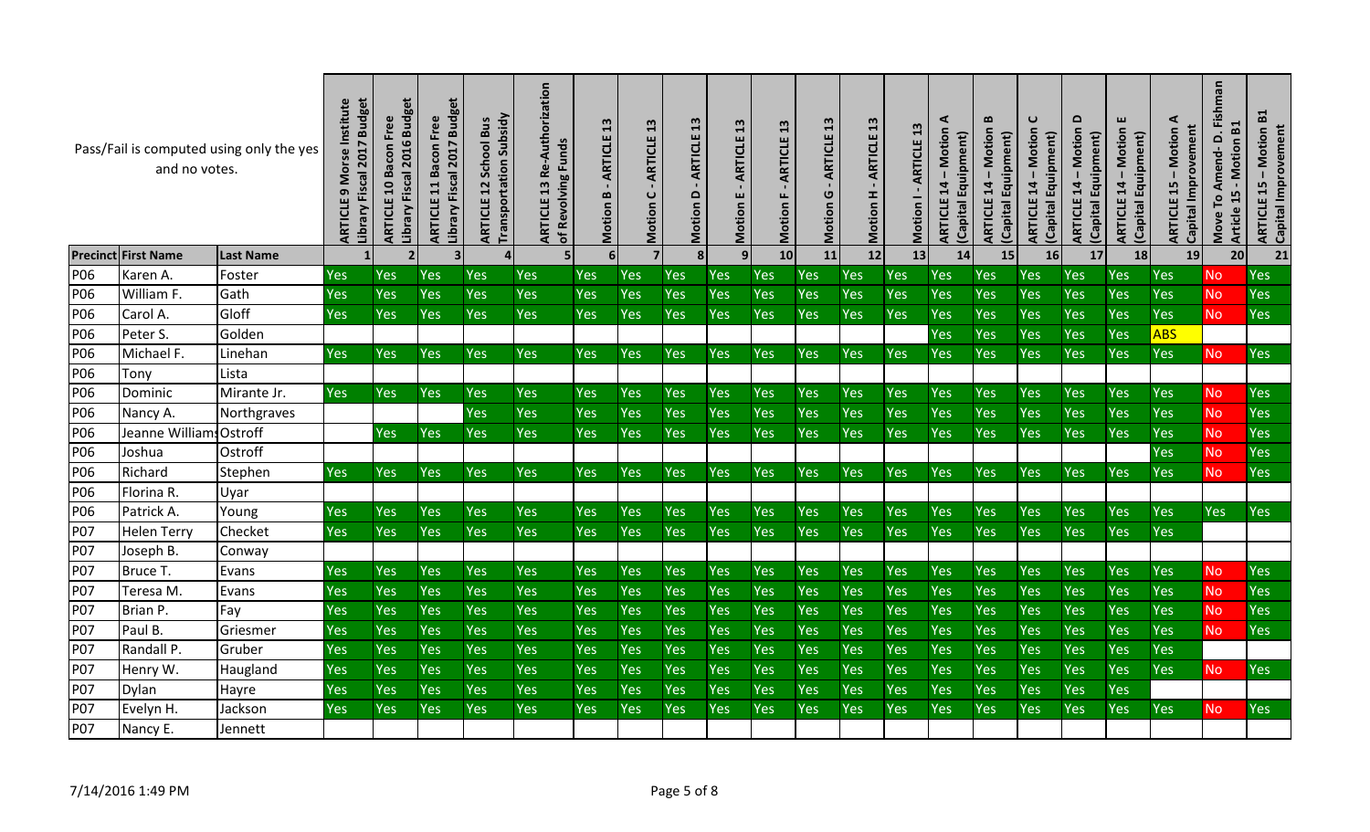Pass/Fail is computed using only the yes and no votes.

| Precinct | First Name | Last Name | ARTICLE 9 Morse Institute Library Fiscal 2017 Budget | ARTICLE 10 Bacon Free Library Fiscal 2016 Budget | ARTICLE 11 Bacon Free Library Fiscal 2017 Budget | ARTICLE 12 School Bus Transportation Subsidy | ARTICLE 13 Re-Authorization of Revolving Funds | Motion B - ARTICLE 13 | Motion C - ARTICLE 13 | Motion D - ARTICLE 13 | Motion E - ARTICLE 13 | Motion F - ARTICLE 13 | Motion G - ARTICLE 13 | Motion H - ARTICLE 13 | Motion I - ARTICLE 13 | ARTICLE 14 – Motion A (Capital Equipment) | ARTICLE 14 – Motion B (Capital Equipment) | ARTICLE 14 – Motion C (Capital Equipment) | ARTICLE 14 – Motion D (Capital Equipment) | ARTICLE 14 – Motion E (Capital Equipment) | ARTICLE 15 – Motion A Capital Improvement | Move To Amend- D. Fishman Article 15 - Motion B1 | ARTICLE 15 – Motion B1 Capital Improvement |
|---|---|---|---|---|---|---|---|---|---|---|---|---|---|---|---|---|---|---|---|---|---|---|---|
| | | | 1 | 2 | 3 | 4 | 5 | 6 | 7 | 8 | 9 | 10 | 11 | 12 | 13 | 14 | 15 | 16 | 17 | 18 | 19 | 20 | 21 |
| P06 | Karen A. | Foster | Yes | Yes | Yes | Yes | Yes | Yes | Yes | Yes | Yes | Yes | Yes | Yes | Yes | Yes | Yes | Yes | Yes | Yes | Yes | No | Yes |
| P06 | William F. | Gath | Yes | Yes | Yes | Yes | Yes | Yes | Yes | Yes | Yes | Yes | Yes | Yes | Yes | Yes | Yes | Yes | Yes | Yes | Yes | No | Yes |
| P06 | Carol A. | Gloff | Yes | Yes | Yes | Yes | Yes | Yes | Yes | Yes | Yes | Yes | Yes | Yes | Yes | Yes | Yes | Yes | Yes | Yes | Yes | No | Yes |
| P06 | Peter S. | Golden | | | | | | | | | | | | | | Yes | Yes | Yes | Yes | Yes | ABS | | |
| P06 | Michael F. | Linehan | Yes | Yes | Yes | Yes | Yes | Yes | Yes | Yes | Yes | Yes | Yes | Yes | Yes | Yes | Yes | Yes | Yes | Yes | Yes | No | Yes |
| P06 | Tony | Lista | | | | | | | | | | | | | | | | | | | | | |
| P06 | Dominic | Mirante Jr. | Yes | Yes | Yes | Yes | Yes | Yes | Yes | Yes | Yes | Yes | Yes | Yes | Yes | Yes | Yes | Yes | Yes | Yes | Yes | No | Yes |
| P06 | Nancy A. | Northgraves | | | | Yes | Yes | Yes | Yes | Yes | Yes | Yes | Yes | Yes | Yes | Yes | Yes | Yes | Yes | Yes | Yes | No | Yes |
| P06 | Jeanne Williams | Ostroff | | Yes | Yes | Yes | Yes | Yes | Yes | Yes | Yes | Yes | Yes | Yes | Yes | Yes | Yes | Yes | Yes | Yes | Yes | No | Yes |
| P06 | Joshua | Ostroff | | | | | | | | | | | | | | | | | | | Yes | No | Yes |
| P06 | Richard | Stephen | Yes | Yes | Yes | Yes | Yes | Yes | Yes | Yes | Yes | Yes | Yes | Yes | Yes | Yes | Yes | Yes | Yes | Yes | Yes | No | Yes |
| P06 | Florina R. | Uyar | | | | | | | | | | | | | | | | | | | | | |
| P06 | Patrick A. | Young | Yes | Yes | Yes | Yes | Yes | Yes | Yes | Yes | Yes | Yes | Yes | Yes | Yes | Yes | Yes | Yes | Yes | Yes | Yes | Yes | Yes |
| P07 | Helen Terry | Checket | Yes | Yes | Yes | Yes | Yes | Yes | Yes | Yes | Yes | Yes | Yes | Yes | Yes | Yes | Yes | Yes | Yes | Yes | Yes | | |
| P07 | Joseph B. | Conway | | | | | | | | | | | | | | | | | | | | | |
| P07 | Bruce T. | Evans | Yes | Yes | Yes | Yes | Yes | Yes | Yes | Yes | Yes | Yes | Yes | Yes | Yes | Yes | Yes | Yes | Yes | Yes | Yes | No | Yes |
| P07 | Teresa M. | Evans | Yes | Yes | Yes | Yes | Yes | Yes | Yes | Yes | Yes | Yes | Yes | Yes | Yes | Yes | Yes | Yes | Yes | Yes | Yes | No | Yes |
| P07 | Brian P. | Fay | Yes | Yes | Yes | Yes | Yes | Yes | Yes | Yes | Yes | Yes | Yes | Yes | Yes | Yes | Yes | Yes | Yes | Yes | Yes | No | Yes |
| P07 | Paul B. | Griesmer | Yes | Yes | Yes | Yes | Yes | Yes | Yes | Yes | Yes | Yes | Yes | Yes | Yes | Yes | Yes | Yes | Yes | Yes | Yes | No | Yes |
| P07 | Randall P. | Gruber | Yes | Yes | Yes | Yes | Yes | Yes | Yes | Yes | Yes | Yes | Yes | Yes | Yes | Yes | Yes | Yes | Yes | Yes | Yes | | |
| P07 | Henry W. | Haugland | Yes | Yes | Yes | Yes | Yes | Yes | Yes | Yes | Yes | Yes | Yes | Yes | Yes | Yes | Yes | Yes | Yes | Yes | Yes | No | Yes |
| P07 | Dylan | Hayre | Yes | Yes | Yes | Yes | Yes | Yes | Yes | Yes | Yes | Yes | Yes | Yes | Yes | Yes | Yes | Yes | Yes | Yes | | | |
| P07 | Evelyn H. | Jackson | Yes | Yes | Yes | Yes | Yes | Yes | Yes | Yes | Yes | Yes | Yes | Yes | Yes | Yes | Yes | Yes | Yes | Yes | Yes | No | Yes |
| P07 | Nancy E. | Jennett | | | | | | | | | | | | | | | | | | | | | |

7/14/2016 1:49 PM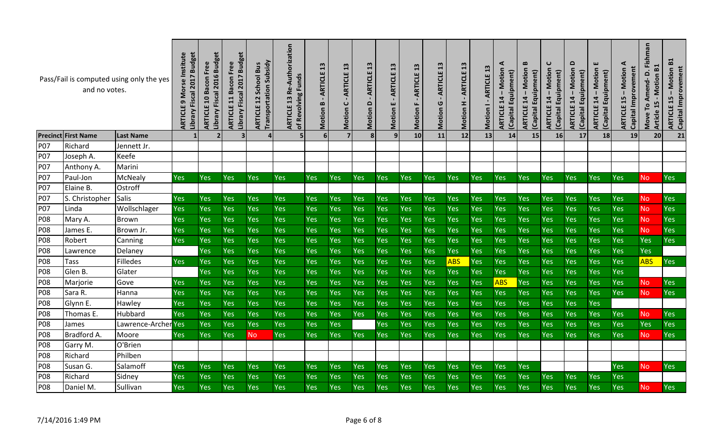| Pass/Fail is computed using only the yes and no votes. | | | ARTICLE 9 Morse Institute Library Fiscal 2017 Budget | ARTICLE 10 Bacon Free Library Fiscal 2016 Budget | ARTICLE 11 Bacon Free Library Fiscal 2017 Budget | ARTICLE 12 School Bus Transportation Subsidy | ARTICLE 13 Re-Authorization of Revolving Funds | Motion B - ARTICLE 13 | Motion C - ARTICLE 13 | Motion D - ARTICLE 13 | Motion E - ARTICLE 13 | Motion F - ARTICLE 13 | Motion G - ARTICLE 13 | Motion H - ARTICLE 13 | Motion I - ARTICLE 13 | ARTICLE 14 – Motion A (Capital Equipment) | ARTICLE 14 – Motion B (Capital Equipment) | ARTICLE 14 – Motion C (Capital Equipment) | ARTICLE 14 – Motion D (Capital Equipment) | ARTICLE 14 – Motion E (Capital Equipment) | ARTICLE 15 – Motion A Capital Improvement | Move To Amend- D. Fishman Article 15 - Motion B1 | ARTICLE 15 – Motion B1 Capital Improvement |
|---|---|---|---|---|---|---|---|---|---|---|---|---|---|---|---|---|---|---|---|---|---|---|---|
| **Precinct** | **First Name** | **Last Name** | 1 | 2 | 3 | 4 | 5 | 6 | 7 | 8 | 9 | 10 | 11 | 12 | 13 | 14 | 15 | 16 | 17 | 18 | 19 | 20 | 21 |
| P07 | Richard | Jennett Jr. | | | | | | | | | | | | | | | | | | | | | |
| P07 | Joseph A. | Keefe | | | | | | | | | | | | | | | | | | | | | |
| P07 | Anthony A. | Marini | | | | | | | | | | | | | | | | | | | | | |
| P07 | Paul-Jon | McNealy | Yes | Yes | Yes | Yes | Yes | Yes | Yes | Yes | Yes | Yes | Yes | Yes | Yes | Yes | Yes | Yes | Yes | Yes | Yes | No | Yes |
| P07 | Elaine B. | Ostroff | | | | | | | | | | | | | | | | | | | | | |
| P07 | S. Christopher | Salis | Yes | Yes | Yes | Yes | Yes | Yes | Yes | Yes | Yes | Yes | Yes | Yes | Yes | Yes | Yes | Yes | Yes | Yes | Yes | No | Yes |
| P07 | Linda | Wollschlager | Yes | Yes | Yes | Yes | Yes | Yes | Yes | Yes | Yes | Yes | Yes | Yes | Yes | Yes | Yes | Yes | Yes | Yes | Yes | No | Yes |
| P08 | Mary A. | Brown | Yes | Yes | Yes | Yes | Yes | Yes | Yes | Yes | Yes | Yes | Yes | Yes | Yes | Yes | Yes | Yes | Yes | Yes | Yes | No | Yes |
| P08 | James E. | Brown Jr. | Yes | Yes | Yes | Yes | Yes | Yes | Yes | Yes | Yes | Yes | Yes | Yes | Yes | Yes | Yes | Yes | Yes | Yes | Yes | No | Yes |
| P08 | Robert | Canning | Yes | Yes | Yes | Yes | Yes | Yes | Yes | Yes | Yes | Yes | Yes | Yes | Yes | Yes | Yes | Yes | Yes | Yes | Yes | Yes | Yes |
| P08 | Lawrence | Delaney | | Yes | Yes | Yes | Yes | Yes | Yes | Yes | Yes | Yes | Yes | Yes | Yes | Yes | Yes | Yes | Yes | Yes | Yes | Yes | |
| P08 | Tass | Filledes | Yes | Yes | Yes | Yes | Yes | Yes | Yes | Yes | Yes | Yes | Yes | ABS | Yes | Yes | Yes | Yes | Yes | Yes | Yes | ABS | Yes |
| P08 | Glen B. | Glater | | Yes | Yes | Yes | Yes | Yes | Yes | Yes | Yes | Yes | Yes | Yes | Yes | Yes | Yes | Yes | Yes | Yes | Yes | | |
| P08 | Marjorie | Gove | Yes | Yes | Yes | Yes | Yes | Yes | Yes | Yes | Yes | Yes | Yes | Yes | Yes | ABS | Yes | Yes | Yes | Yes | Yes | No | Yes |
| P08 | Sara R. | Hanna | Yes | Yes | Yes | Yes | Yes | Yes | Yes | Yes | Yes | Yes | Yes | Yes | Yes | Yes | Yes | Yes | Yes | Yes | Yes | No | Yes |
| P08 | Glynn E. | Hawley | Yes | Yes | Yes | Yes | Yes | Yes | Yes | Yes | Yes | Yes | Yes | Yes | Yes | Yes | Yes | Yes | Yes | Yes | | | |
| P08 | Thomas E. | Hubbard | Yes | Yes | Yes | Yes | Yes | Yes | Yes | Yes | Yes | Yes | Yes | Yes | Yes | Yes | Yes | Yes | Yes | Yes | Yes | No | Yes |
| P08 | James | Lawrence-Archer | Yes | Yes | Yes | Yes | Yes | Yes | Yes | | Yes | Yes | Yes | Yes | Yes | Yes | Yes | Yes | Yes | Yes | Yes | Yes | Yes |
| P08 | Bradford A. | Moore | Yes | Yes | Yes | No | Yes | Yes | Yes | Yes | Yes | Yes | Yes | Yes | Yes | Yes | Yes | Yes | Yes | Yes | Yes | No | Yes |
| P08 | Garry M. | O'Brien | | | | | | | | | | | | | | | | | | | | | |
| P08 | Richard | Philben | | | | | | | | | | | | | | | | | | | | | |
| P08 | Susan G. | Salamoff | Yes | Yes | Yes | Yes | Yes | Yes | Yes | Yes | Yes | Yes | Yes | Yes | Yes | Yes | Yes | | | | Yes | No | Yes |
| P08 | Richard | Sidney | Yes | Yes | Yes | Yes | Yes | Yes | Yes | Yes | Yes | Yes | Yes | Yes | Yes | Yes | Yes | Yes | Yes | Yes | Yes | | |
| P08 | Daniel M. | Sullivan | Yes | Yes | Yes | Yes | Yes | Yes | Yes | Yes | Yes | Yes | Yes | Yes | Yes | Yes | Yes | Yes | Yes | Yes | Yes | No | Yes |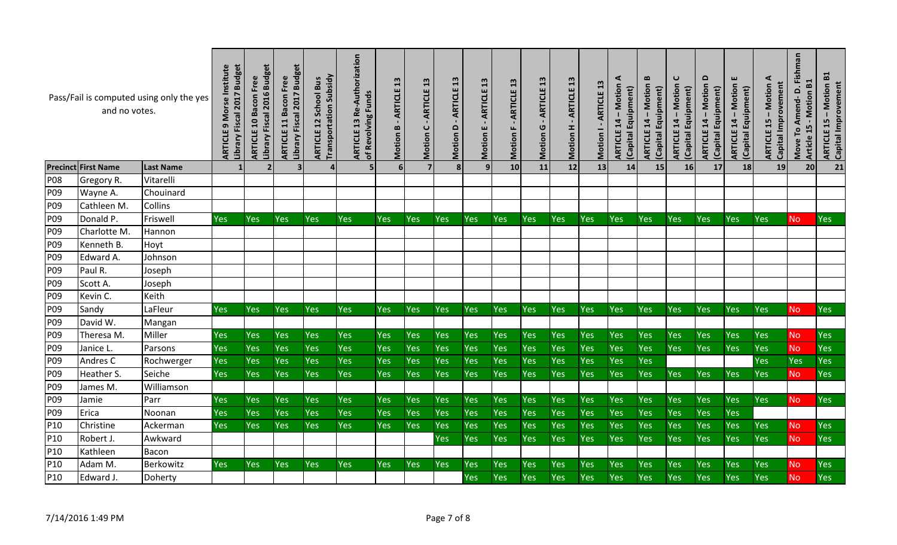Pass/Fail is computed using only the yes and no votes.

| Precinct | First Name | Last Name | ARTICLE 9 Morse Institute Library Fiscal 2017 Budget | ARTICLE 10 Bacon Free Library Fiscal 2016 Budget | ARTICLE 11 Bacon Free Library Fiscal 2017 Budget | ARTICLE 12 School Bus Transportation Subsidy | ARTICLE 13 Re-Authorization of Revolving Funds | Motion B - ARTICLE 13 | Motion C - ARTICLE 13 | Motion D - ARTICLE 13 | Motion E - ARTICLE 13 | Motion F - ARTICLE 13 | Motion G - ARTICLE 13 | Motion H - ARTICLE 13 | Motion I - ARTICLE 13 | ARTICLE 14 – Motion A (Capital Equipment) | ARTICLE 14 – Motion B (Capital Equipment) | ARTICLE 14 – Motion C (Capital Equipment) | ARTICLE 14 – Motion D (Capital Equipment) | ARTICLE 14 – Motion E (Capital Equipment) | ARTICLE 15 – Motion A Capital Improvement | Move To Amend- D. Fishman Article 15 - Motion B1 | ARTICLE 15 – Motion B1 Capital Improvement |
|---|---|---|---|---|---|---|---|---|---|---|---|---|---|---|---|---|---|---|---|---|---|---|---|
| | | | 1 | 2 | 3 | 4 | 5 | 6 | 7 | 8 | 9 | 10 | 11 | 12 | 13 | 14 | 15 | 16 | 17 | 18 | 19 | 20 | 21 |
| P08 | Gregory R. | Vitarelli | | | | | | | | | | | | | | | | | | | | | |
| P09 | Wayne A. | Chouinard | | | | | | | | | | | | | | | | | | | | | |
| P09 | Cathleen M. | Collins | | | | | | | | | | | | | | | | | | | | | |
| P09 | Donald P. | Friswell | Yes | Yes | Yes | Yes | Yes | Yes | Yes | Yes | Yes | Yes | Yes | Yes | Yes | Yes | Yes | Yes | Yes | Yes | Yes | No | Yes |
| P09 | Charlotte M. | Hannon | | | | | | | | | | | | | | | | | | | | | |
| P09 | Kenneth B. | Hoyt | | | | | | | | | | | | | | | | | | | | | |
| P09 | Edward A. | Johnson | | | | | | | | | | | | | | | | | | | | | |
| P09 | Paul R. | Joseph | | | | | | | | | | | | | | | | | | | | | |
| P09 | Scott A. | Joseph | | | | | | | | | | | | | | | | | | | | | |
| P09 | Kevin C. | Keith | | | | | | | | | | | | | | | | | | | | | |
| P09 | Sandy | LaFleur | Yes | Yes | Yes | Yes | Yes | Yes | Yes | Yes | Yes | Yes | Yes | Yes | Yes | Yes | Yes | Yes | Yes | Yes | Yes | No | Yes |
| P09 | David W. | Mangan | | | | | | | | | | | | | | | | | | | | | |
| P09 | Theresa M. | Miller | Yes | Yes | Yes | Yes | Yes | Yes | Yes | Yes | Yes | Yes | Yes | Yes | Yes | Yes | Yes | Yes | Yes | Yes | Yes | No | Yes |
| P09 | Janice L. | Parsons | Yes | Yes | Yes | Yes | Yes | Yes | Yes | Yes | Yes | Yes | Yes | Yes | Yes | Yes | Yes | Yes | Yes | Yes | Yes | No | Yes |
| P09 | Andres C | Rochwerger | Yes | Yes | Yes | Yes | Yes | Yes | Yes | Yes | Yes | Yes | Yes | Yes | Yes | Yes | Yes | | | | Yes | Yes | Yes |
| P09 | Heather S. | Seiche | Yes | Yes | Yes | Yes | Yes | Yes | Yes | Yes | Yes | Yes | Yes | Yes | Yes | Yes | Yes | Yes | Yes | Yes | Yes | No | Yes |
| P09 | James M. | Williamson | | | | | | | | | | | | | | | | | | | | | |
| P09 | Jamie | Parr | Yes | Yes | Yes | Yes | Yes | Yes | Yes | Yes | Yes | Yes | Yes | Yes | Yes | Yes | Yes | Yes | Yes | Yes | Yes | No | Yes |
| P09 | Erica | Noonan | Yes | Yes | Yes | Yes | Yes | Yes | Yes | Yes | Yes | Yes | Yes | Yes | Yes | Yes | Yes | Yes | Yes | Yes | | | |
| P10 | Christine | Ackerman | Yes | Yes | Yes | Yes | Yes | Yes | Yes | Yes | Yes | Yes | Yes | Yes | Yes | Yes | Yes | Yes | Yes | Yes | Yes | No | Yes |
| P10 | Robert J. | Awkward | | | | | | | | Yes | Yes | Yes | Yes | Yes | Yes | Yes | Yes | Yes | Yes | Yes | Yes | No | Yes |
| P10 | Kathleen | Bacon | | | | | | | | | | | | | | | | | | | | | |
| P10 | Adam M. | Berkowitz | Yes | Yes | Yes | Yes | Yes | Yes | Yes | Yes | Yes | Yes | Yes | Yes | Yes | Yes | Yes | Yes | Yes | Yes | Yes | No | Yes |
| P10 | Edward J. | Doherty | | | | | | | | | Yes | Yes | Yes | Yes | Yes | Yes | Yes | Yes | Yes | Yes | Yes | No | Yes |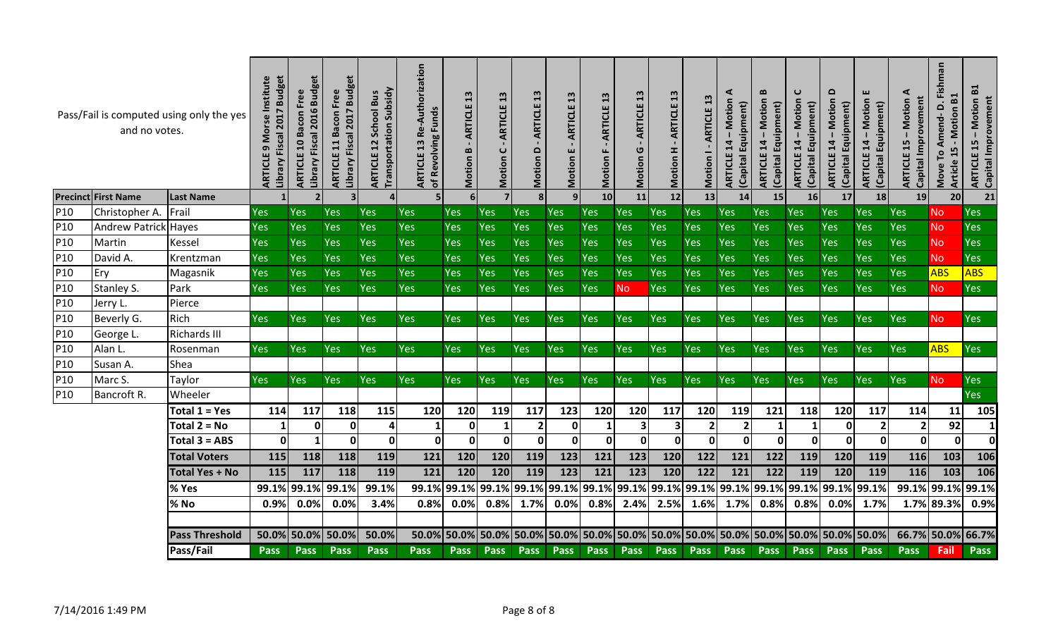Pass/Fail is computed using only the yes and no votes.

| Precinct | First Name | Last Name | ARTICLE 9 Morse Institute Library Fiscal 2017 Budget | ARTICLE 10 Bacon Free Library Fiscal 2016 Budget | ARTICLE 11 Bacon Free Library Fiscal 2017 Budget | ARTICLE 12 School Bus Transportation Subsidy | ARTICLE 13 Re-Authorization of Revolving Funds | Motion B - ARTICLE 13 | Motion C - ARTICLE 13 | Motion D - ARTICLE 13 | Motion E - ARTICLE 13 | Motion F - ARTICLE 13 | Motion G - ARTICLE 13 | Motion H - ARTICLE 13 | Motion I - ARTICLE 13 | ARTICLE 14 – Motion A (Capital Equipment) | ARTICLE 14 – Motion B (Capital Equipment) | ARTICLE 14 – Motion C (Capital Equipment) | ARTICLE 14 – Motion D (Capital Equipment) | ARTICLE 14 – Motion E (Capital Equipment) | ARTICLE 15 – Motion A Capital Improvement | Move To Amend- D. Fishman Article 15 - Motion B1 | ARTICLE 15 – Motion B1 Capital Improvement |
|---|---|---|---|---|---|---|---|---|---|---|---|---|---|---|---|---|---|---|---|---|---|---|---|
| | | | 1 | 2 | 3 | 4 | 5 | 6 | 7 | 8 | 9 | 10 | 11 | 12 | 13 | 14 | 15 | 16 | 17 | 18 | 19 | 20 | 21 |
| P10 | Christopher A. | Frail | Yes | Yes | Yes | Yes | Yes | Yes | Yes | Yes | Yes | Yes | Yes | Yes | Yes | Yes | Yes | Yes | Yes | Yes | Yes | No | Yes |
| P10 | Andrew Patrick | Hayes | Yes | Yes | Yes | Yes | Yes | Yes | Yes | Yes | Yes | Yes | Yes | Yes | Yes | Yes | Yes | Yes | Yes | Yes | Yes | No | Yes |
| P10 | Martin | Kessel | Yes | Yes | Yes | Yes | Yes | Yes | Yes | Yes | Yes | Yes | Yes | Yes | Yes | Yes | Yes | Yes | Yes | Yes | Yes | No | Yes |
| P10 | David A. | Krentzman | Yes | Yes | Yes | Yes | Yes | Yes | Yes | Yes | Yes | Yes | Yes | Yes | Yes | Yes | Yes | Yes | Yes | Yes | Yes | No | Yes |
| P10 | Ery | Magasnik | Yes | Yes | Yes | Yes | Yes | Yes | Yes | Yes | Yes | Yes | Yes | Yes | Yes | Yes | Yes | Yes | Yes | Yes | Yes | ABS | ABS |
| P10 | Stanley S. | Park | Yes | Yes | Yes | Yes | Yes | Yes | Yes | Yes | Yes | Yes | No | Yes | Yes | Yes | Yes | Yes | Yes | Yes | Yes | No | Yes |
| P10 | Jerry L. | Pierce | | | | | | | | | | | | | | | | | | | | | |
| P10 | Beverly G. | Rich | Yes | Yes | Yes | Yes | Yes | Yes | Yes | Yes | Yes | Yes | Yes | Yes | Yes | Yes | Yes | Yes | Yes | Yes | Yes | No | Yes |
| P10 | George L. | Richards III | | | | | | | | | | | | | | | | | | | | | |
| P10 | Alan L. | Rosenman | Yes | Yes | Yes | Yes | Yes | Yes | Yes | Yes | Yes | Yes | Yes | Yes | Yes | Yes | Yes | Yes | Yes | Yes | Yes | ABS | Yes |
| P10 | Susan A. | Shea | | | | | | | | | | | | | | | | | | | | | |
| P10 | Marc S. | Taylor | Yes | Yes | Yes | Yes | Yes | Yes | Yes | Yes | Yes | Yes | Yes | Yes | Yes | Yes | Yes | Yes | Yes | Yes | Yes | No | Yes |
| P10 | Bancroft R. | Wheeler | | | | | | | | | | | | | | | | | | | | | Yes |
| | | **Total 1 = Yes** | 114 | 117 | 118 | 115 | 120 | 120 | 119 | 117 | 123 | 120 | 120 | 117 | 120 | 119 | 121 | 118 | 120 | 117 | 114 | 11 | 105 |
| | | **Total 2 = No** | 1 | 0 | 0 | 4 | 1 | 0 | 1 | 2 | 0 | 1 | 3 | 3 | 2 | 2 | 1 | 1 | 0 | 2 | 2 | 92 | 1 |
| | | **Total 3 = ABS** | 0 | 1 | 0 | 0 | 0 | 0 | 0 | 0 | 0 | 0 | 0 | 0 | 0 | 0 | 0 | 0 | 0 | 0 | 0 | 0 | 0 |
| | | **Total Voters** | 115 | 118 | 118 | 119 | 121 | 120 | 120 | 119 | 123 | 121 | 123 | 120 | 122 | 121 | 122 | 119 | 120 | 119 | 116 | 103 | 106 |
| | | **Total Yes + No** | 115 | 117 | 118 | 119 | 121 | 120 | 120 | 119 | 123 | 121 | 123 | 120 | 122 | 121 | 122 | 119 | 120 | 119 | 116 | 103 | 106 |
| | | **% Yes** | 99.1% | 99.1% | 99.1% | 99.1% | 99.1% | 99.1% | 99.1% | 99.1% | 99.1% | 99.1% | 99.1% | 99.1% | 99.1% | 99.1% | 99.1% | 99.1% | 99.1% | 99.1% | 99.1% | 99.1% | 99.1% |
| | | **% No** | 0.9% | 0.0% | 0.0% | 3.4% | 0.8% | 0.0% | 0.8% | 1.7% | 0.0% | 0.8% | 2.4% | 2.5% | 1.6% | 1.7% | 0.8% | 0.8% | 0.0% | 1.7% | 1.7% | 89.3% | 0.9% |
| | | | | | | | | | | | | | | | | | | | | | | | |
| | | **Pass Threshold** | 50.0% | 50.0% | 50.0% | 50.0% | 50.0% | 50.0% | 50.0% | 50.0% | 50.0% | 50.0% | 50.0% | 50.0% | 50.0% | 50.0% | 50.0% | 50.0% | 50.0% | 50.0% | 66.7% | 50.0% | 66.7% |
| | | **Pass/Fail** | Pass | Pass | Pass | Pass | Pass | Pass | Pass | Pass | Pass | Pass | Pass | Pass | Pass | Pass | Pass | Pass | Pass | Pass | Pass | Fail | Pass |

7/14/2016 1:49 PM